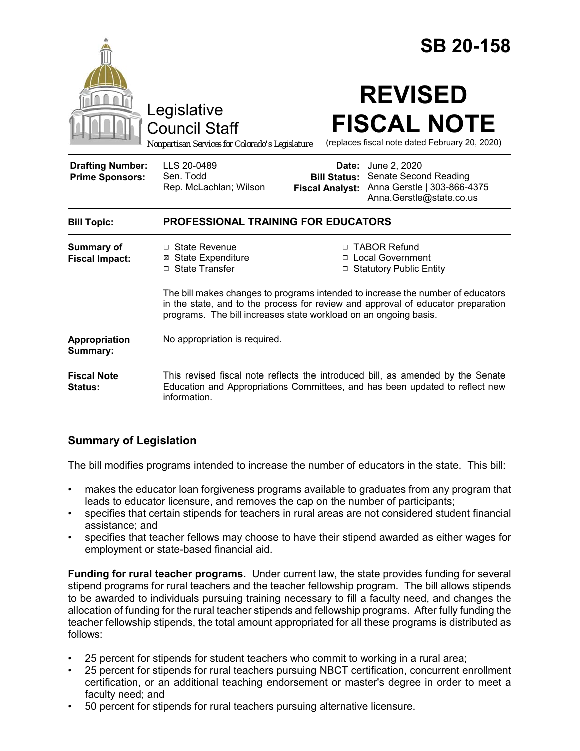# SB 20-158

Legislative Council Staff

*Nonpartisan Services for Colorado's Legislature*

# REVISED FISCAL NOTE

(replaces fiscal note dated February 20, 2020)

| | | | |
|---|---|---|---|
| **Drafting Number:** | LLS 20-0489 | **Date:** | June 2, 2020 |
| **Prime Sponsors:** | Sen. Todd<br>Rep. McLachlan; Wilson | **Bill Status:** | Senate Second Reading |
| | | **Fiscal Analyst:** | Anna Gerstle \| 303-866-4375<br>Anna.Gerstle@state.co.us |

**Bill Topic:** **PROFESSIONAL TRAINING FOR EDUCATORS**

**Summary of Fiscal Impact:**

- ☐ State Revenue
- ☒ State Expenditure
- ☐ State Transfer
- ☐ TABOR Refund
- ☐ Local Government
- ☐ Statutory Public Entity

The bill makes changes to programs intended to increase the number of educators in the state, and to the process for review and approval of educator preparation programs. The bill increases state workload on an ongoing basis.

**Appropriation Summary:** No appropriation is required.

**Fiscal Note Status:** This revised fiscal note reflects the introduced bill, as amended by the Senate Education and Appropriations Committees, and has been updated to reflect new information.

## Summary of Legislation

The bill modifies programs intended to increase the number of educators in the state. This bill:

- makes the educator loan forgiveness programs available to graduates from any program that leads to educator licensure, and removes the cap on the number of participants;
- specifies that certain stipends for teachers in rural areas are not considered student financial assistance; and
- specifies that teacher fellows may choose to have their stipend awarded as either wages for employment or state-based financial aid.

**Funding for rural teacher programs.** Under current law, the state provides funding for several stipend programs for rural teachers and the teacher fellowship program. The bill allows stipends to be awarded to individuals pursuing training necessary to fill a faculty need, and changes the allocation of funding for the rural teacher stipends and fellowship programs. After fully funding the teacher fellowship stipends, the total amount appropriated for all these programs is distributed as follows:

- 25 percent for stipends for student teachers who commit to working in a rural area;
- 25 percent for stipends for rural teachers pursuing NBCT certification, concurrent enrollment certification, or an additional teaching endorsement or master's degree in order to meet a faculty need; and
- 50 percent for stipends for rural teachers pursuing alternative licensure.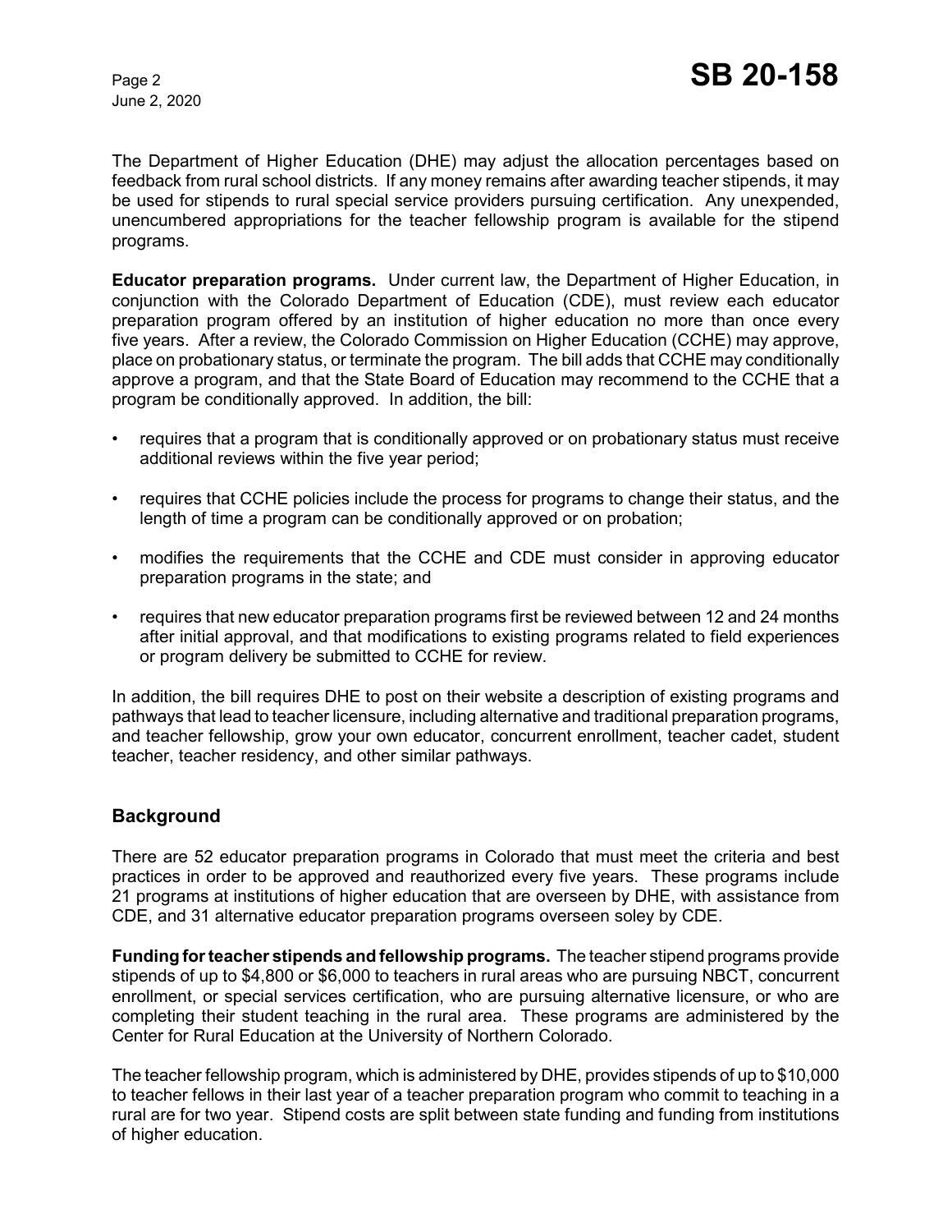The Department of Higher Education (DHE) may adjust the allocation percentages based on feedback from rural school districts. If any money remains after awarding teacher stipends, it may be used for stipends to rural special service providers pursuing certification. Any unexpended, unencumbered appropriations for the teacher fellowship program is available for the stipend programs.

**Educator preparation programs.** Under current law, the Department of Higher Education, in conjunction with the Colorado Department of Education (CDE), must review each educator preparation program offered by an institution of higher education no more than once every five years. After a review, the Colorado Commission on Higher Education (CCHE) may approve, place on probationary status, or terminate the program. The bill adds that CCHE may conditionally approve a program, and that the State Board of Education may recommend to the CCHE that a program be conditionally approved. In addition, the bill:

- requires that a program that is conditionally approved or on probationary status must receive additional reviews within the five year period;
- requires that CCHE policies include the process for programs to change their status, and the length of time a program can be conditionally approved or on probation;
- modifies the requirements that the CCHE and CDE must consider in approving educator preparation programs in the state; and
- requires that new educator preparation programs first be reviewed between 12 and 24 months after initial approval, and that modifications to existing programs related to field experiences or program delivery be submitted to CCHE for review.

In addition, the bill requires DHE to post on their website a description of existing programs and pathways that lead to teacher licensure, including alternative and traditional preparation programs, and teacher fellowship, grow your own educator, concurrent enrollment, teacher cadet, student teacher, teacher residency, and other similar pathways.

## Background

There are 52 educator preparation programs in Colorado that must meet the criteria and best practices in order to be approved and reauthorized every five years. These programs include 21 programs at institutions of higher education that are overseen by DHE, with assistance from CDE, and 31 alternative educator preparation programs overseen soley by CDE.

**Funding for teacher stipends and fellowship programs.** The teacher stipend programs provide stipends of up to $4,800 or $6,000 to teachers in rural areas who are pursuing NBCT, concurrent enrollment, or special services certification, who are pursuing alternative licensure, or who are completing their student teaching in the rural area. These programs are administered by the Center for Rural Education at the University of Northern Colorado.

The teacher fellowship program, which is administered by DHE, provides stipends of up to $10,000 to teacher fellows in their last year of a teacher preparation program who commit to teaching in a rural are for two year. Stipend costs are split between state funding and funding from institutions of higher education.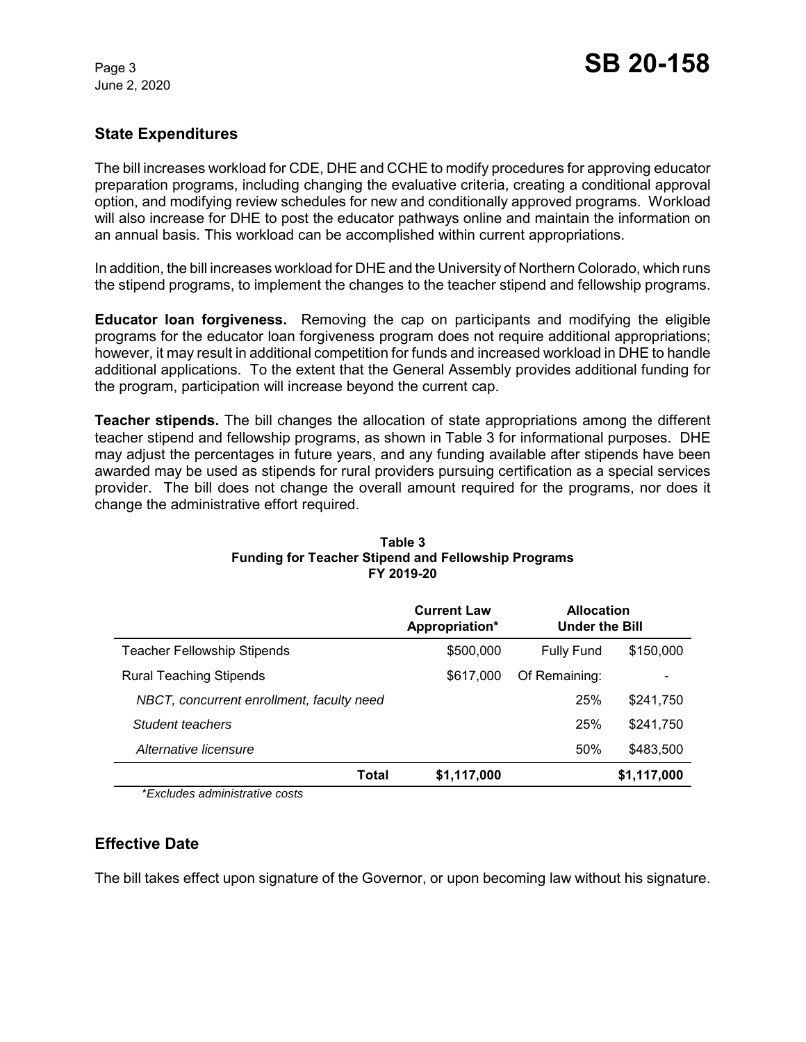## State Expenditures

The bill increases workload for CDE, DHE and CCHE to modify procedures for approving educator preparation programs, including changing the evaluative criteria, creating a conditional approval option, and modifying review schedules for new and conditionally approved programs. Workload will also increase for DHE to post the educator pathways online and maintain the information on an annual basis. This workload can be accomplished within current appropriations.

In addition, the bill increases workload for DHE and the University of Northern Colorado, which runs the stipend programs, to implement the changes to the teacher stipend and fellowship programs.

**Educator loan forgiveness.** Removing the cap on participants and modifying the eligible programs for the educator loan forgiveness program does not require additional appropriations; however, it may result in additional competition for funds and increased workload in DHE to handle additional applications. To the extent that the General Assembly provides additional funding for the program, participation will increase beyond the current cap.

**Teacher stipends.** The bill changes the allocation of state appropriations among the different teacher stipend and fellowship programs, as shown in Table 3 for informational purposes. DHE may adjust the percentages in future years, and any funding available after stipends have been awarded may be used as stipends for rural providers pursuing certification as a special services provider. The bill does not change the overall amount required for the programs, nor does it change the administrative effort required.

**Table 3**
**Funding for Teacher Stipend and Fellowship Programs**
**FY 2019-20**

| | Current Law Appropriation* | Allocation Under the Bill | |
|---|---|---|---|
| Teacher Fellowship Stipends | $500,000 | Fully Fund | $150,000 |
| Rural Teaching Stipends | $617,000 | Of Remaining: | - |
| *NBCT, concurrent enrollment, faculty need* | | 25% | $241,750 |
| *Student teachers* | | 25% | $241,750 |
| *Alternative licensure* | | 50% | $483,500 |
| **Total** | **$1,117,000** | | **$1,117,000** |

*\*Excludes administrative costs*

## Effective Date

The bill takes effect upon signature of the Governor, or upon becoming law without his signature.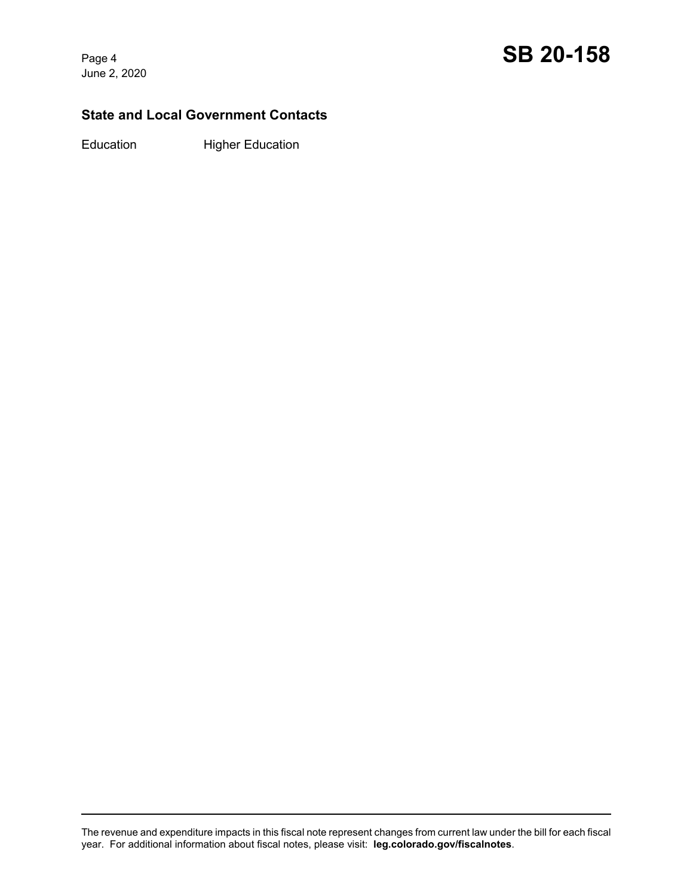## State and Local Government Contacts

| | |
|---|---|
| Education | Higher Education |

The revenue and expenditure impacts in this fiscal note represent changes from current law under the bill for each fiscal year. For additional information about fiscal notes, please visit: **leg.colorado.gov/fiscalnotes**.